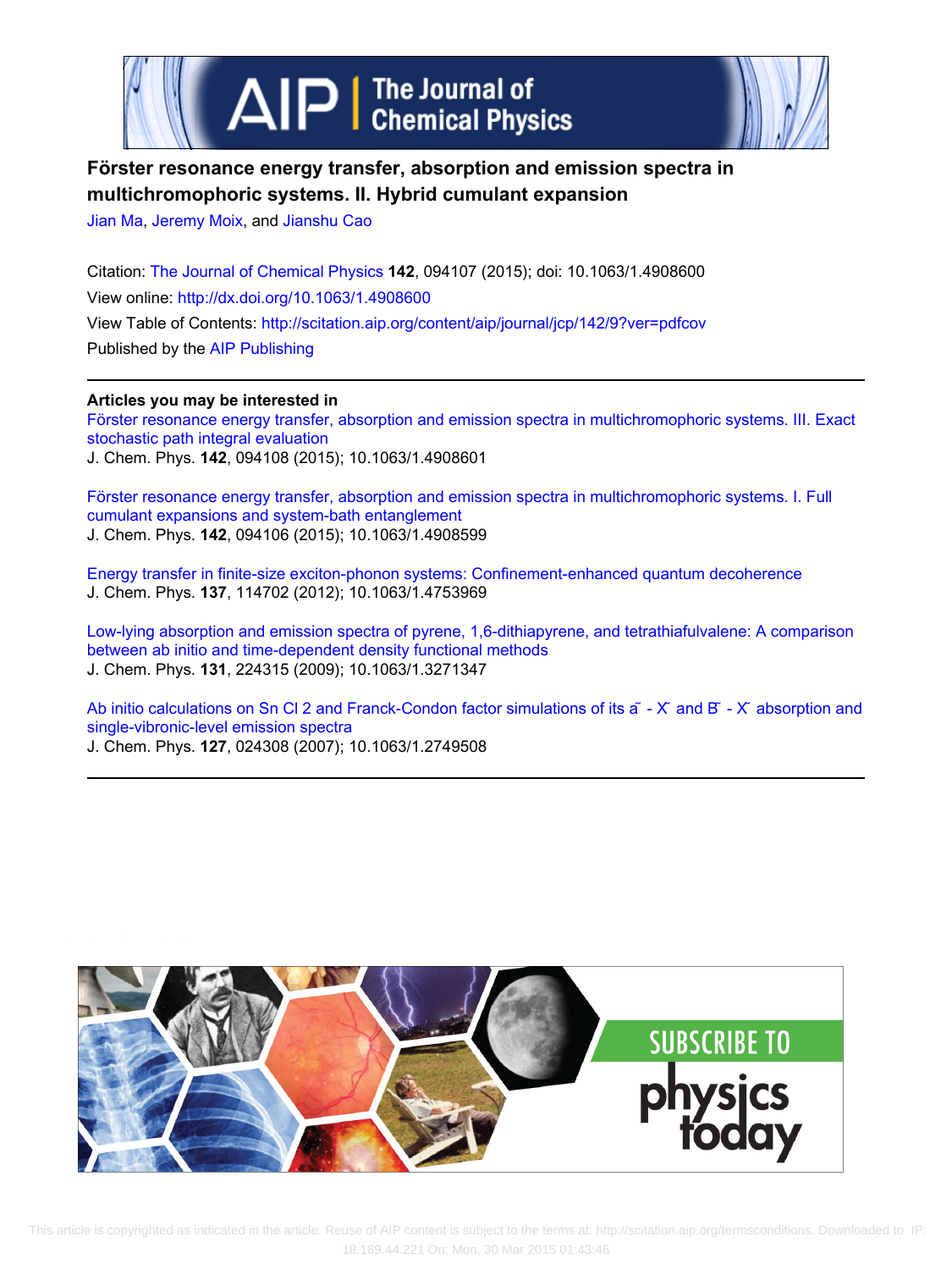# Förster resonance energy transfer, absorption and emission spectra in multichromophoric systems. II. Hybrid cumulant expansion

Jian Ma, Jeremy Moix, and Jianshu Cao

Citation: The Journal of Chemical Physics **142**, 094107 (2015); doi: 10.1063/1.4908600

View online: http://dx.doi.org/10.1063/1.4908600

View Table of Contents: http://scitation.aip.org/content/aip/journal/jcp/142/9?ver=pdfcov

Published by the AIP Publishing

---

**Articles you may be interested in**

Förster resonance energy transfer, absorption and emission spectra in multichromophoric systems. III. Exact stochastic path integral evaluation
J. Chem. Phys. **142**, 094108 (2015); 10.1063/1.4908601

Förster resonance energy transfer, absorption and emission spectra in multichromophoric systems. I. Full cumulant expansions and system-bath entanglement
J. Chem. Phys. **142**, 094106 (2015); 10.1063/1.4908599

Energy transfer in finite-size exciton-phonon systems: Confinement-enhanced quantum decoherence
J. Chem. Phys. **137**, 114702 (2012); 10.1063/1.4753969

Low-lying absorption and emission spectra of pyrene, 1,6-dithiapyrene, and tetrathiafulvalene: A comparison between ab initio and time-dependent density functional methods
J. Chem. Phys. **131**, 224315 (2009); 10.1063/1.3271347

Ab initio calculations on Sn Cl 2 and Franck-Condon factor simulations of its ã - X̃ and B̃ - X̃ absorption and single-vibronic-level emission spectra
J. Chem. Phys. **127**, 024308 (2007); 10.1063/1.2749508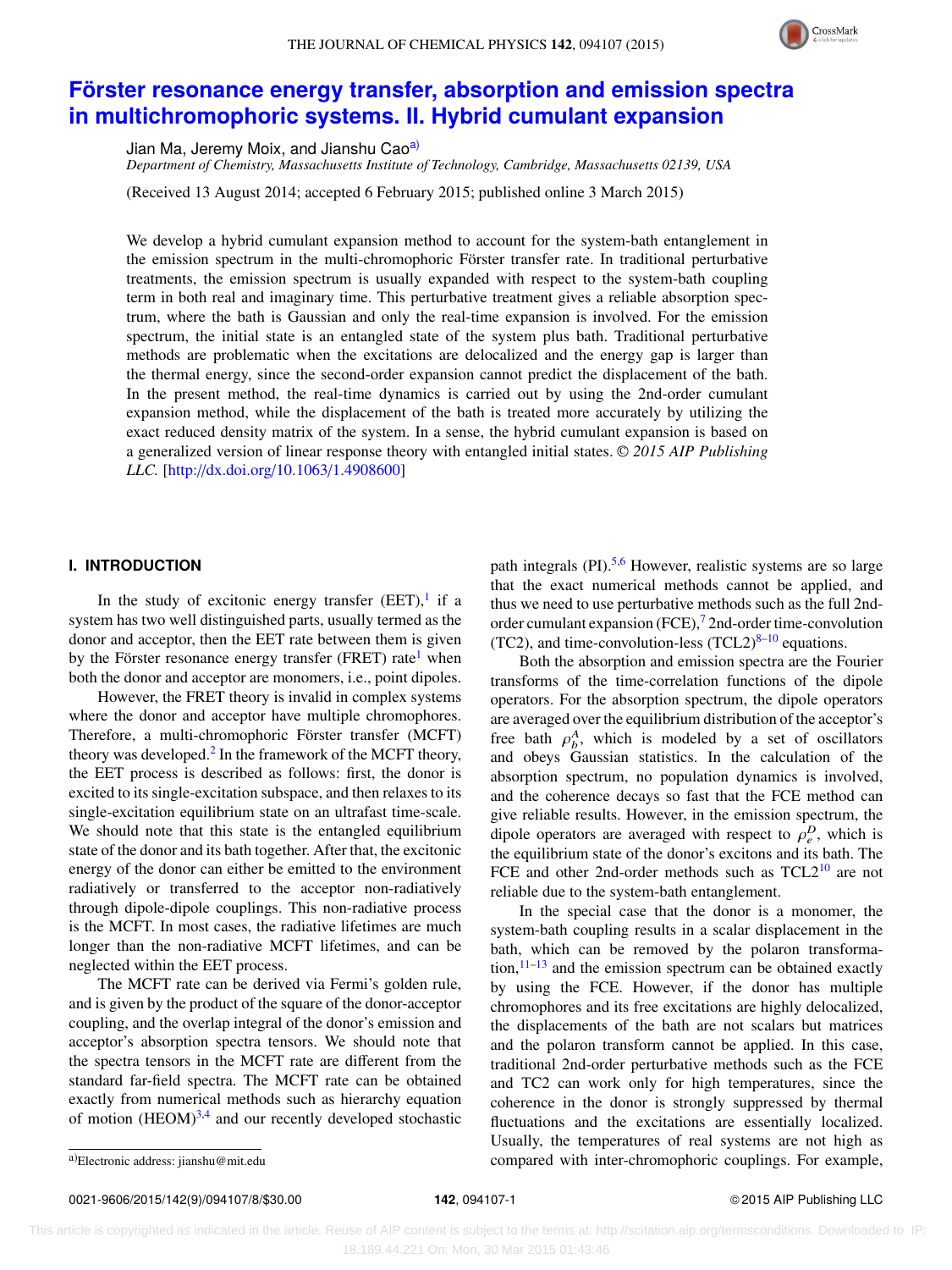# Förster resonance energy transfer, absorption and emission spectra in multichromophoric systems. II. Hybrid cumulant expansion

Jian Ma, Jeremy Moix, and Jianshu Cao[a)]

*Department of Chemistry, Massachusetts Institute of Technology, Cambridge, Massachusetts 02139, USA*

(Received 13 August 2014; accepted 6 February 2015; published online 3 March 2015)

We develop a hybrid cumulant expansion method to account for the system-bath entanglement in the emission spectrum in the multi-chromophoric Förster transfer rate. In traditional perturbative treatments, the emission spectrum is usually expanded with respect to the system-bath coupling term in both real and imaginary time. This perturbative treatment gives a reliable absorption spectrum, where the bath is Gaussian and only the real-time expansion is involved. For the emission spectrum, the initial state is an entangled state of the system plus bath. Traditional perturbative methods are problematic when the excitations are delocalized and the energy gap is larger than the thermal energy, since the second-order expansion cannot predict the displacement of the bath. In the present method, the real-time dynamics is carried out by using the 2nd-order cumulant expansion method, while the displacement of the bath is treated more accurately by utilizing the exact reduced density matrix of the system. In a sense, the hybrid cumulant expansion is based on a generalized version of linear response theory with entangled initial states. © *2015 AIP Publishing LLC.* [http://dx.doi.org/10.1063/1.4908600]

## I. INTRODUCTION

In the study of excitonic energy transfer (EET),[1] if a system has two well distinguished parts, usually termed as the donor and acceptor, then the EET rate between them is given by the Förster resonance energy transfer (FRET) rate[1] when both the donor and acceptor are monomers, i.e., point dipoles.

However, the FRET theory is invalid in complex systems where the donor and acceptor have multiple chromophores. Therefore, a multi-chromophoric Förster transfer (MCFT) theory was developed.[2] In the framework of the MCFT theory, the EET process is described as follows: first, the donor is excited to its single-excitation subspace, and then relaxes to its single-excitation equilibrium state on an ultrafast time-scale. We should note that this state is the entangled equilibrium state of the donor and its bath together. After that, the excitonic energy of the donor can either be emitted to the environment radiatively or transferred to the acceptor non-radiatively through dipole-dipole couplings. This non-radiative process is the MCFT. In most cases, the radiative lifetimes are much longer than the non-radiative MCFT lifetimes, and can be neglected within the EET process.

The MCFT rate can be derived via Fermi's golden rule, and is given by the product of the square of the donor-acceptor coupling, and the overlap integral of the donor's emission and acceptor's absorption spectra tensors. We should note that the spectra tensors in the MCFT rate are different from the standard far-field spectra. The MCFT rate can be obtained exactly from numerical methods such as hierarchy equation of motion (HEOM)[3,4] and our recently developed stochastic path integrals (PI).[5,6] However, realistic systems are so large that the exact numerical methods cannot be applied, and thus we need to use perturbative methods such as the full 2nd-order cumulant expansion (FCE),[7] 2nd-order time-convolution (TC2), and time-convolution-less (TCL2)[8–10] equations.

Both the absorption and emission spectra are the Fourier transforms of the time-correlation functions of the dipole operators. For the absorption spectrum, the dipole operators are averaged over the equilibrium distribution of the acceptor's free bath $\rho_b^A$, which is modeled by a set of oscillators and obeys Gaussian statistics. In the calculation of the absorption spectrum, no population dynamics is involved, and the coherence decays so fast that the FCE method can give reliable results. However, in the emission spectrum, the dipole operators are averaged with respect to $\rho_e^D$, which is the equilibrium state of the donor's excitons and its bath. The FCE and other 2nd-order methods such as TCL2[10] are not reliable due to the system-bath entanglement.

In the special case that the donor is a monomer, the system-bath coupling results in a scalar displacement in the bath, which can be removed by the polaron transformation,[11–13] and the emission spectrum can be obtained exactly by using the FCE. However, if the donor has multiple chromophores and its free excitations are highly delocalized, the displacements of the bath are not scalars but matrices and the polaron transform cannot be applied. In this case, traditional 2nd-order perturbative methods such as the FCE and TC2 can work only for high temperatures, since the coherence in the donor is strongly suppressed by thermal fluctuations and the excitations are essentially localized. Usually, the temperatures of real systems are not high as compared with inter-chromophoric couplings. For example,

a)Electronic address: jianshu@mit.edu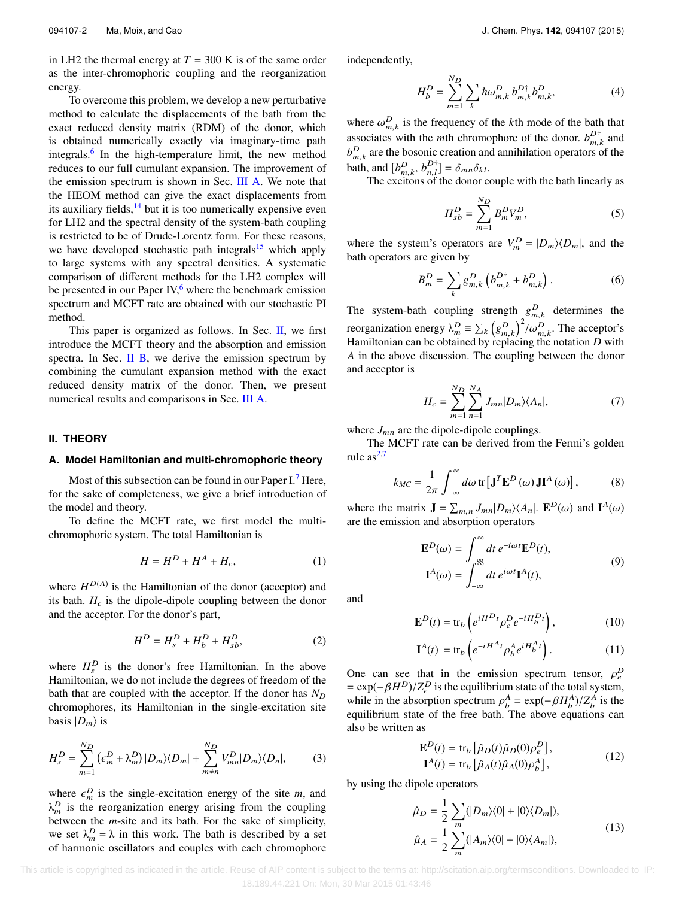in LH2 the thermal energy at $T = 300$ K is of the same order as the inter-chromophoric coupling and the reorganization energy.

To overcome this problem, we develop a new perturbative method to calculate the displacements of the bath from the exact reduced density matrix (RDM) of the donor, which is obtained numerically exactly via imaginary-time path integrals.[6] In the high-temperature limit, the new method reduces to our full cumulant expansion. The improvement of the emission spectrum is shown in Sec. III A. We note that the HEOM method can give the exact displacements from its auxiliary fields,[14] but it is too numerically expensive even for LH2 and the spectral density of the system-bath coupling is restricted to be of Drude-Lorentz form. For these reasons, we have developed stochastic path integrals[15] which apply to large systems with any spectral densities. A systematic comparison of different methods for the LH2 complex will be presented in our Paper IV,[6] where the benchmark emission spectrum and MCFT rate are obtained with our stochastic PI method.

This paper is organized as follows. In Sec. II, we first introduce the MCFT theory and the absorption and emission spectra. In Sec. II B, we derive the emission spectrum by combining the cumulant expansion method with the exact reduced density matrix of the donor. Then, we present numerical results and comparisons in Sec. III A.

## II. THEORY

### A. Model Hamiltonian and multi-chromophoric theory

Most of this subsection can be found in our Paper I.[7] Here, for the sake of completeness, we give a brief introduction of the model and theory.

To define the MCFT rate, we first model the multi-chromophoric system. The total Hamiltonian is

$$H = H^D + H^A + H_c, \tag{1}$$

where $H^{D(A)}$ is the Hamiltonian of the donor (acceptor) and its bath. $H_c$ is the dipole-dipole coupling between the donor and the acceptor. For the donor's part,

$$H^D = H_s^D + H_b^D + H_{sb}^D, \tag{2}$$

where $H_s^D$ is the donor's free Hamiltonian. In the above Hamiltonian, we do not include the degrees of freedom of the bath that are coupled with the acceptor. If the donor has $N_D$ chromophores, its Hamiltonian in the single-excitation site basis $|D_m\rangle$ is

$$H_s^D = \sum_{m=1}^{N_D} \left(\epsilon_m^D + \lambda_m^D\right)|D_m\rangle\langle D_m| + \sum_{m\neq n}^{N_D} V_{mn}^D |D_m\rangle\langle D_n|, \tag{3}$$

where $\epsilon_m^D$ is the single-excitation energy of the site $m$, and $\lambda_m^D$ is the reorganization energy arising from the coupling between the $m$-site and its bath. For the sake of simplicity, we set $\lambda_m^D = \lambda$ in this work. The bath is described by a set of harmonic oscillators and couples with each chromophore independently,

$$H_b^D = \sum_{m=1}^{N_D} \sum_k \hbar\omega_{m,k}^D\, b_{m,k}^{D\dagger} b_{m,k}^D, \tag{4}$$

where $\omega_{m,k}^D$ is the frequency of the $k$th mode of the bath that associates with the $m$th chromophore of the donor. $b_{m,k}^{D\dagger}$ and $b_{m,k}^D$ are the bosonic creation and annihilation operators of the bath, and $[b_{m,k}^D, b_{n,l}^{D\dagger}] = \delta_{mn}\delta_{kl}$.

The excitons of the donor couple with the bath linearly as

$$H_{sb}^D = \sum_{m=1}^{N_D} B_m^D V_m^D, \tag{5}$$

where the system's operators are $V_m^D = |D_m\rangle\langle D_m|$, and the bath operators are given by

$$B_m^D = \sum_k g_{m,k}^D \left(b_{m,k}^{D\dagger} + b_{m,k}^D\right). \tag{6}$$

The system-bath coupling strength $g_{m,k}^D$ determines the reorganization energy $\lambda_m^D \equiv \sum_k \left(g_{m,k}^D\right)^2/\omega_{m,k}^D$. The acceptor's Hamiltonian can be obtained by replacing the notation $D$ with $A$ in the above discussion. The coupling between the donor and acceptor is

$$H_c = \sum_{m=1}^{N_D}\sum_{n=1}^{N_A} J_{mn}|D_m\rangle\langle A_n|, \tag{7}$$

where $J_{mn}$ are the dipole-dipole couplings.

The MCFT rate can be derived from the Fermi's golden rule as[2,7]

$$k_{MC} = \frac{1}{2\pi}\int_{-\infty}^{\infty} d\omega\, \mathrm{tr}\left[\mathbf{J}^T \mathbf{E}^D(\omega)\,\mathbf{J}\mathbf{I}^A(\omega)\right], \tag{8}$$

where the matrix $\mathbf{J} = \sum_{m,n} J_{mn}|D_m\rangle\langle A_n|$. $\mathbf{E}^D(\omega)$ and $\mathbf{I}^A(\omega)$ are the emission and absorption operators

$$\begin{aligned} \mathbf{E}^D(\omega) &= \int_{-\infty}^{\infty} dt\, e^{-i\omega t}\mathbf{E}^D(t), \\ \mathbf{I}^A(\omega) &= \int_{-\infty}^{\infty} dt\, e^{i\omega t}\mathbf{I}^A(t), \end{aligned} \tag{9}$$

and

$$\mathbf{E}^D(t) = \mathrm{tr}_b\left(e^{iH^D t}\rho_e^D e^{-iH_b^D t}\right), \tag{10}$$

$$\mathbf{I}^A(t) = \mathrm{tr}_b\left(e^{-iH^A t}\rho_b^A e^{iH_b^A t}\right). \tag{11}$$

One can see that in the emission spectrum tensor, $\rho_e^D = \exp(-\beta H^D)/Z_e^D$ is the equilibrium state of the total system, while in the absorption spectrum $\rho_b^A = \exp(-\beta H_b^A)/Z_b^A$ is the equilibrium state of the free bath. The above equations can also be written as

$$\begin{aligned} \mathbf{E}^D(t) &= \mathrm{tr}_b\left[\hat{\mu}_D(t)\hat{\mu}_D(0)\rho_e^D\right], \\ \mathbf{I}^A(t) &= \mathrm{tr}_b\left[\hat{\mu}_A(t)\hat{\mu}_A(0)\rho_b^A\right], \end{aligned} \tag{12}$$

by using the dipole operators

$$\begin{aligned} \hat{\mu}_D &= \frac{1}{2}\sum_m (|D_m\rangle\langle 0| + |0\rangle\langle D_m|), \\ \hat{\mu}_A &= \frac{1}{2}\sum_m (|A_m\rangle\langle 0| + |0\rangle\langle A_m|), \end{aligned} \tag{13}$$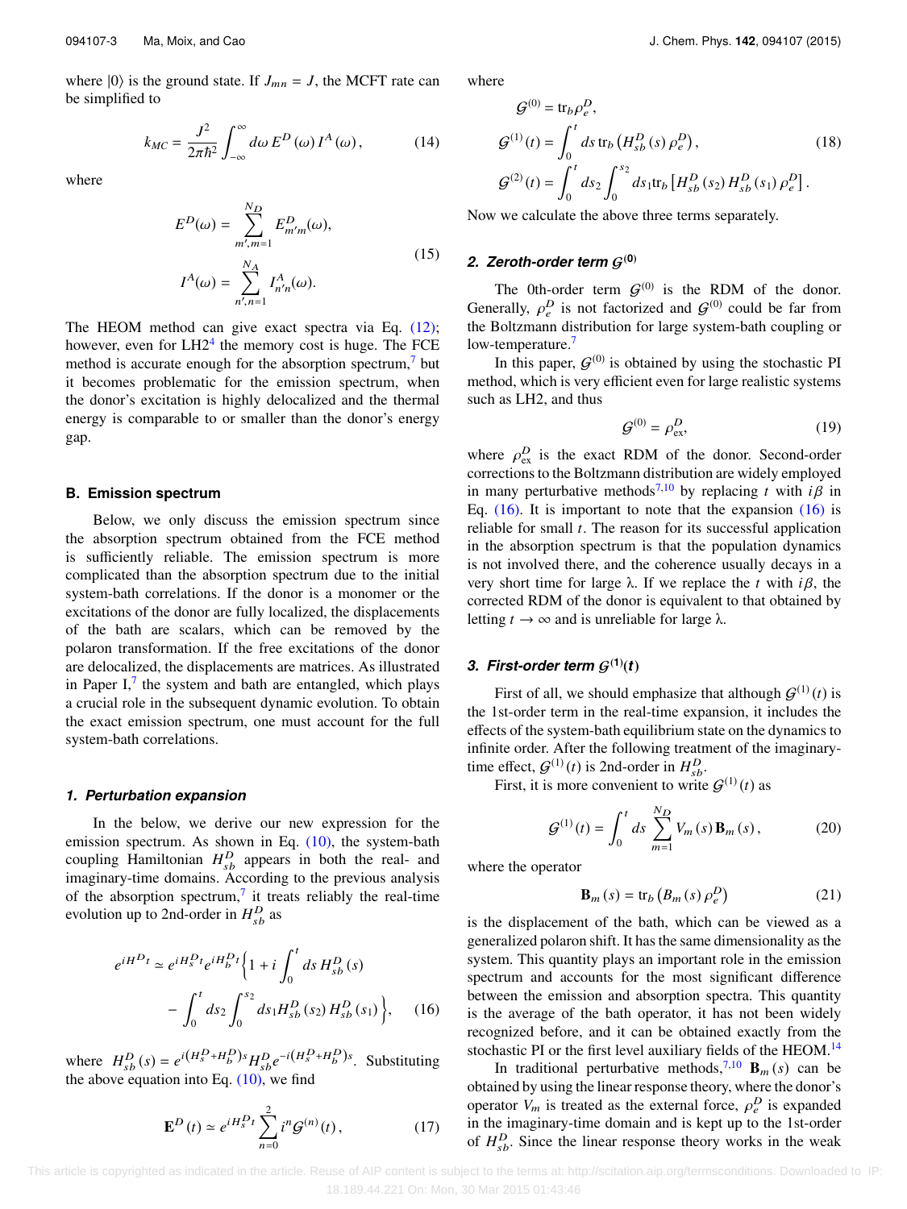where $|0\rangle$ is the ground state. If $J_{mn} = J$, the MCFT rate can be simplified to

$$k_{MC} = \frac{J^2}{2\pi\hbar^2}\int_{-\infty}^{\infty} d\omega\, E^D(\omega)\, I^A(\omega), \tag{14}$$

where

$$E^D(\omega) = \sum_{m',m=1}^{N_D} E^D_{m'm}(\omega),$$
$$I^A(\omega) = \sum_{n',n=1}^{N_A} I^A_{n'n}(\omega). \tag{15}$$

The HEOM method can give exact spectra via Eq. (12); however, even for LH2[4] the memory cost is huge. The FCE method is accurate enough for the absorption spectrum,[7] but it becomes problematic for the emission spectrum, when the donor's excitation is highly delocalized and the thermal energy is comparable to or smaller than the donor's energy gap.

### B. Emission spectrum

Below, we only discuss the emission spectrum since the absorption spectrum obtained from the FCE method is sufficiently reliable. The emission spectrum is more complicated than the absorption spectrum due to the initial system-bath correlations. If the donor is a monomer or the excitations of the donor are fully localized, the displacements of the bath are scalars, which can be removed by the polaron transformation. If the free excitations of the donor are delocalized, the displacements are matrices. As illustrated in Paper I,[7] the system and bath are entangled, which plays a crucial role in the subsequent dynamic evolution. To obtain the exact emission spectrum, one must account for the full system-bath correlations.

#### 1. Perturbation expansion

In the below, we derive our new expression for the emission spectrum. As shown in Eq. (10), the system-bath coupling Hamiltonian $H^D_{sb}$ appears in both the real- and imaginary-time domains. According to the previous analysis of the absorption spectrum,[7] it treats reliably the real-time evolution up to 2nd-order in $H^D_{sb}$ as

$$e^{iH^D t} \simeq e^{iH^D_s t} e^{iH^D_b t}\Big\{1 + i\int_0^t ds\, H^D_{sb}(s) - \int_0^t ds_2 \int_0^{s_2} ds_1 H^D_{sb}(s_2)\, H^D_{sb}(s_1)\Big\}, \tag{16}$$

where $H^D_{sb}(s) = e^{i(H^D_s + H^D_b)s} H^D_{sb} e^{-i(H^D_s + H^D_b)s}$. Substituting the above equation into Eq. (10), we find

$$\mathbf{E}^D(t) \simeq e^{iH^D_s t}\sum_{n=0}^{2} i^n \mathcal{G}^{(n)}(t), \tag{17}$$

where

$$\mathcal{G}^{(0)} = \mathrm{tr}_b \rho^D_e,$$
$$\mathcal{G}^{(1)}(t) = \int_0^t ds\, \mathrm{tr}_b\left(H^D_{sb}(s)\, \rho^D_e\right), \tag{18}$$
$$\mathcal{G}^{(2)}(t) = \int_0^t ds_2 \int_0^{s_2} ds_1 \mathrm{tr}_b\left[H^D_{sb}(s_2)\, H^D_{sb}(s_1)\, \rho^D_e\right].$$

Now we calculate the above three terms separately.

#### 2. Zeroth-order term $\mathcal{G}^{(0)}$

The 0th-order term $\mathcal{G}^{(0)}$ is the RDM of the donor. Generally, $\rho^D_e$ is not factorized and $\mathcal{G}^{(0)}$ could be far from the Boltzmann distribution for large system-bath coupling or low-temperature.[7]

In this paper, $\mathcal{G}^{(0)}$ is obtained by using the stochastic PI method, which is very efficient even for large realistic systems such as LH2, and thus

$$\mathcal{G}^{(0)} = \rho^D_{\mathrm{ex}}, \tag{19}$$

where $\rho^D_{\mathrm{ex}}$ is the exact RDM of the donor. Second-order corrections to the Boltzmann distribution are widely employed in many perturbative methods[7,10] by replacing $t$ with $i\beta$ in Eq. (16). It is important to note that the expansion (16) is reliable for small $t$. The reason for its successful application in the absorption spectrum is that the population dynamics is not involved there, and the coherence usually decays in a very short time for large λ. If we replace the $t$ with $i\beta$, the corrected RDM of the donor is equivalent to that obtained by letting $t \to \infty$ and is unreliable for large λ.

#### 3. First-order term $\mathcal{G}^{(1)}(t)$

First of all, we should emphasize that although $\mathcal{G}^{(1)}(t)$ is the 1st-order term in the real-time expansion, it includes the effects of the system-bath equilibrium state on the dynamics to infinite order. After the following treatment of the imaginary-time effect, $\mathcal{G}^{(1)}(t)$ is 2nd-order in $H^D_{sb}$.

First, it is more convenient to write $\mathcal{G}^{(1)}(t)$ as

$$\mathcal{G}^{(1)}(t) = \int_0^t ds \sum_{m=1}^{N_D} V_m(s)\, \mathbf{B}_m(s), \tag{20}$$

where the operator

$$\mathbf{B}_m(s) = \mathrm{tr}_b\left(B_m(s)\, \rho^D_e\right) \tag{21}$$

is the displacement of the bath, which can be viewed as a generalized polaron shift. It has the same dimensionality as the system. This quantity plays an important role in the emission spectrum and accounts for the most significant difference between the emission and absorption spectra. This quantity is the average of the bath operator, it has not been widely recognized before, and it can be obtained exactly from the stochastic PI or the first level auxiliary fields of the HEOM.[14]

In traditional perturbative methods,[7,10] $\mathbf{B}_m(s)$ can be obtained by using the linear response theory, where the donor's operator $V_m$ is treated as the external force, $\rho^D_e$ is expanded in the imaginary-time domain and is kept up to the 1st-order of $H^D_{sb}$. Since the linear response theory works in the weak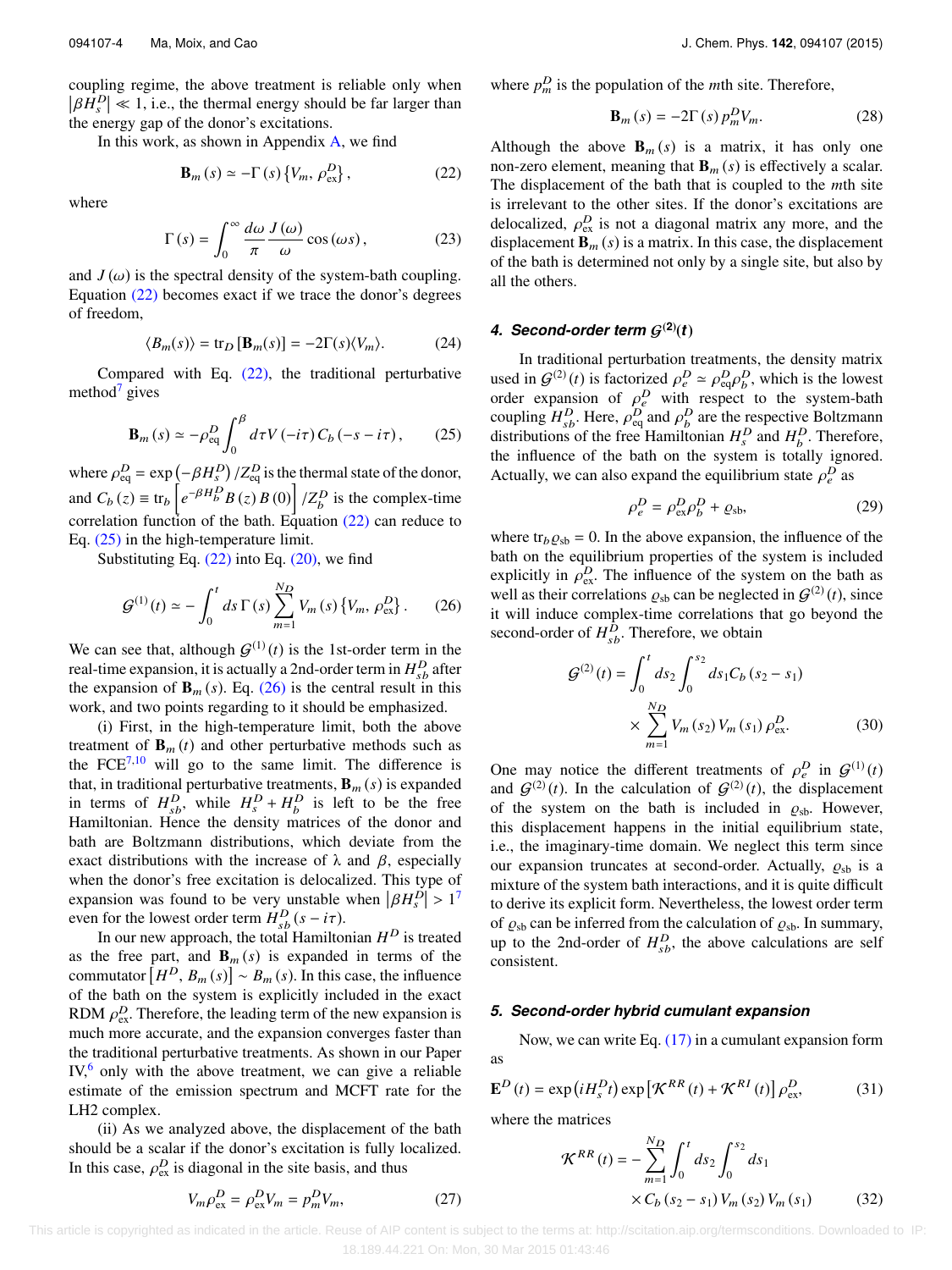coupling regime, the above treatment is reliable only when $\left|\beta H_s^D\right| \ll 1$, i.e., the thermal energy should be far larger than the energy gap of the donor's excitations.

In this work, as shown in Appendix A, we find

$$\mathbf{B}_m(s) \simeq -\Gamma(s)\left\{V_m, \rho_{\rm ex}^D\right\}, \tag{22}$$

where

$$\Gamma(s) = \int_0^\infty \frac{d\omega}{\pi}\frac{J(\omega)}{\omega}\cos(\omega s), \tag{23}$$

and $J(\omega)$ is the spectral density of the system-bath coupling. Equation (22) becomes exact if we trace the donor's degrees of freedom,

$$\langle B_m(s)\rangle = {\rm tr}_D\left[\mathbf{B}_m(s)\right] = -2\Gamma(s)\langle V_m\rangle. \tag{24}$$

Compared with Eq. (22), the traditional perturbative method[7] gives

$$\mathbf{B}_m(s) \simeq -\rho_{\rm eq}^D\int_0^\beta d\tau V(-i\tau)\, C_b(-s-i\tau), \tag{25}$$

where $\rho_{\rm eq}^D = \exp\left(-\beta H_s^D\right)/Z_{\rm eq}^D$ is the thermal state of the donor, and $C_b(z) \equiv {\rm tr}_b\left[e^{-\beta H_b^D}B(z)B(0)\right]/Z_b^D$ is the complex-time correlation function of the bath. Equation (22) can reduce to Eq. (25) in the high-temperature limit.

Substituting Eq. (22) into Eq. (20), we find

$$\mathcal{G}^{(1)}(t) \simeq -\int_0^t ds\,\Gamma(s)\sum_{m=1}^{N_D}V_m(s)\left\{V_m, \rho_{\rm ex}^D\right\}. \tag{26}$$

We can see that, although $\mathcal{G}^{(1)}(t)$ is the 1st-order term in the real-time expansion, it is actually a 2nd-order term in $H_{sb}^D$ after the expansion of $\mathbf{B}_m(s)$. Eq. (26) is the central result in this work, and two points regarding to it should be emphasized.

(i) First, in the high-temperature limit, both the above treatment of $\mathbf{B}_m(t)$ and other perturbative methods such as the FCE[7,10] will go to the same limit. The difference is that, in traditional perturbative treatments, $\mathbf{B}_m(s)$ is expanded in terms of $H_{sb}^D$, while $H_s^D + H_b^D$ is left to be the free Hamiltonian. Hence the density matrices of the donor and bath are Boltzmann distributions, which deviate from the exact distributions with the increase of λ and β, especially when the donor's free excitation is delocalized. This type of expansion was found to be very unstable when $\left|\beta H_s^D\right| > 1$[7] even for the lowest order term $H_{sb}^D(s-i\tau)$.

In our new approach, the total Hamiltonian $H^D$ is treated as the free part, and $\mathbf{B}_m(s)$ is expanded in terms of the commutator $\left[H^D, B_m(s)\right] \sim B_m(s)$. In this case, the influence of the bath on the system is explicitly included in the exact RDM $\rho_{\rm ex}^D$. Therefore, the leading term of the new expansion is much more accurate, and the expansion converges faster than the traditional perturbative treatments. As shown in our Paper IV,[6] only with the above treatment, we can give a reliable estimate of the emission spectrum and MCFT rate for the LH2 complex.

(ii) As we analyzed above, the displacement of the bath should be a scalar if the donor's excitation is fully localized. In this case, $\rho_{\rm ex}^D$ is diagonal in the site basis, and thus

$$V_m\rho_{\rm ex}^D = \rho_{\rm ex}^D V_m = p_m^D V_m, \tag{27}$$

where $p_m^D$ is the population of the $m$th site. Therefore,

$$\mathbf{B}_m(s) = -2\Gamma(s)\, p_m^D V_m. \tag{28}$$

Although the above $\mathbf{B}_m(s)$ is a matrix, it has only one non-zero element, meaning that $\mathbf{B}_m(s)$ is effectively a scalar. The displacement of the bath that is coupled to the $m$th site is irrelevant to the other sites. If the donor's excitations are delocalized, $\rho_{\rm ex}^D$ is not a diagonal matrix any more, and the displacement $\mathbf{B}_m(s)$ is a matrix. In this case, the displacement of the bath is determined not only by a single site, but also by all the others.

#### 4. Second-order term $\mathcal{G}^{(2)}(t)$

In traditional perturbation treatments, the density matrix used in $\mathcal{G}^{(2)}(t)$ is factorized $\rho_e^D \simeq \rho_{\rm eq}^D\rho_b^D$, which is the lowest order expansion of $\rho_e^D$ with respect to the system-bath coupling $H_{sb}^D$. Here, $\rho_{\rm eq}^D$ and $\rho_b^D$ are the respective Boltzmann distributions of the free Hamiltonian $H_s^D$ and $H_b^D$. Therefore, the influence of the bath on the system is totally ignored. Actually, we can also expand the equilibrium state $\rho_e^D$ as

$$\rho_e^D = \rho_{\rm ex}^D\rho_b^D + \varrho_{\rm sb}, \tag{29}$$

where ${\rm tr}_b\varrho_{\rm sb} = 0$. In the above expansion, the influence of the bath on the equilibrium properties of the system is included explicitly in $\rho_{\rm ex}^D$. The influence of the system on the bath as well as their correlations $\varrho_{\rm sb}$ can be neglected in $\mathcal{G}^{(2)}(t)$, since it will induce complex-time correlations that go beyond the second-order of $H_{sb}^D$. Therefore, we obtain

$$\mathcal{G}^{(2)}(t) = \int_0^t ds_2\int_0^{s_2}ds_1 C_b(s_2-s_1) \times\sum_{m=1}^{N_D}V_m(s_2)V_m(s_1)\rho_{\rm ex}^D. \tag{30}$$

One may notice the different treatments of $\rho_e^D$ in $\mathcal{G}^{(1)}(t)$ and $\mathcal{G}^{(2)}(t)$. In the calculation of $\mathcal{G}^{(2)}(t)$, the displacement of the system on the bath is included in $\varrho_{\rm sb}$. However, this displacement happens in the initial equilibrium state, i.e., the imaginary-time domain. We neglect this term since our expansion truncates at second-order. Actually, $\varrho_{\rm sb}$ is a mixture of the system bath interactions, and it is quite difficult to derive its explicit form. Nevertheless, the lowest order term of $\varrho_{\rm sb}$ can be inferred from the calculation of $\varrho_{\rm sb}$. In summary, up to the 2nd-order of $H_{sb}^D$, the above calculations are self consistent.

#### 5. Second-order hybrid cumulant expansion

Now, we can write Eq. (17) in a cumulant expansion form as

$$\mathbf{E}^D(t) = \exp\left(iH_s^Dt\right)\exp\left[\mathcal{K}^{RR}(t) + \mathcal{K}^{RI}(t)\right]\rho_{\rm ex}^D, \tag{31}$$

where the matrices

$$\mathcal{K}^{RR}(t) = -\sum_{m=1}^{N_D}\int_0^t ds_2\int_0^{s_2}ds_1 \times C_b(s_2-s_1)V_m(s_2)V_m(s_1) \tag{32}$$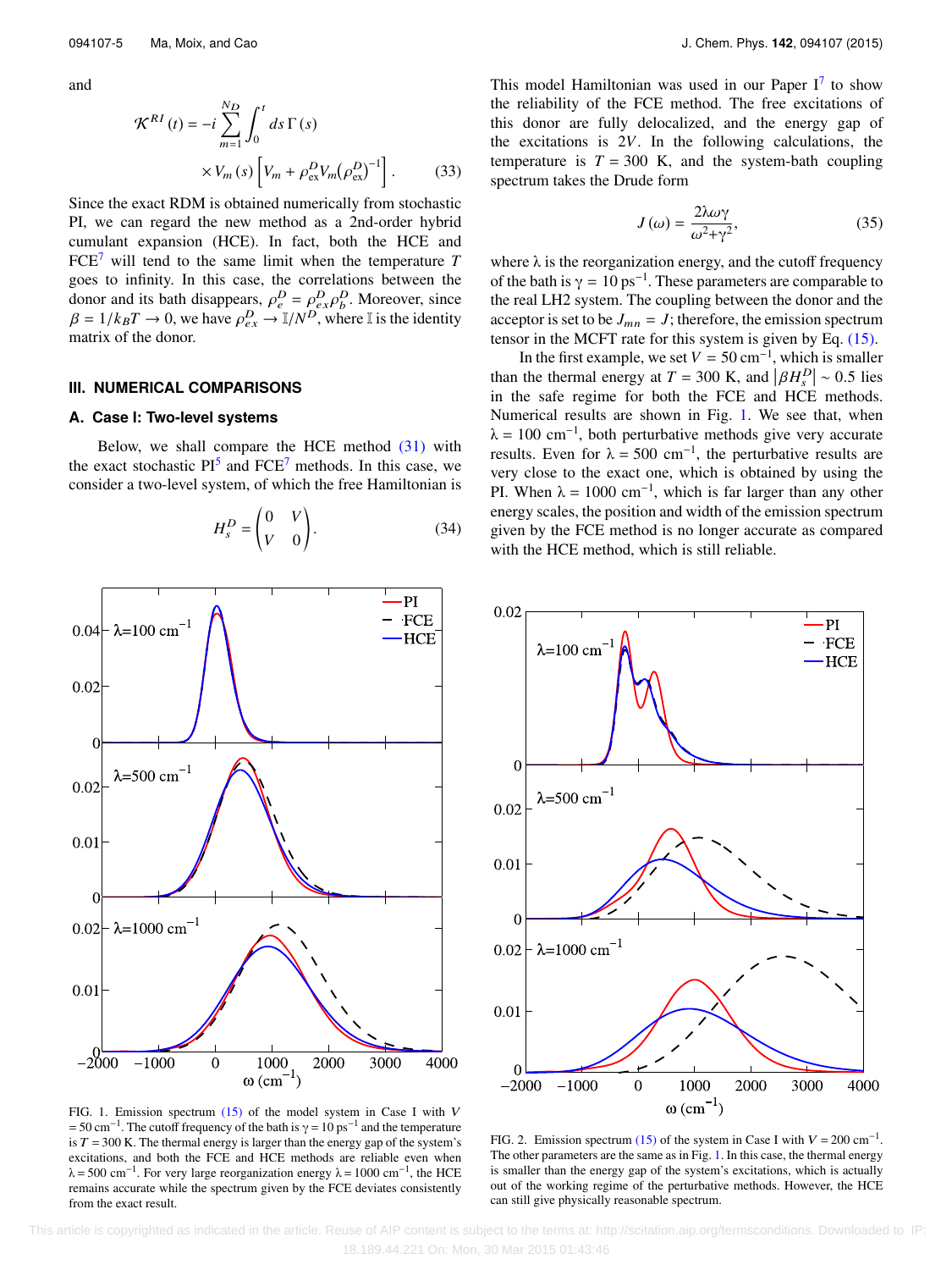and

$$\mathcal{K}^{RI}(t) = -i\sum_{m=1}^{N_D}\int_0^t ds\,\Gamma(s) \times V_m(s)\left[V_m + \rho_{\rm ex}^D V_m\left(\rho_{\rm ex}^D\right)^{-1}\right]. \tag{33}$$

Since the exact RDM is obtained numerically from stochastic PI, we can regard the new method as a 2nd-order hybrid cumulant expansion (HCE). In fact, both the HCE and FCE[7] will tend to the same limit when the temperature $T$ goes to infinity. In this case, the correlations between the donor and its bath disappears, $\rho_e^D = \rho_{ex}^D \rho_b^D$. Moreover, since $\beta = 1/k_B T \to 0$, we have $\rho_{ex}^D \to \mathbb{I}/N^D$, where $\mathbb{I}$ is the identity matrix of the donor.

## III. NUMERICAL COMPARISONS

### A. Case I: Two-level systems

Below, we shall compare the HCE method (31) with the exact stochastic PI[5] and FCE[7] methods. In this case, we consider a two-level system, of which the free Hamiltonian is

$$H_s^D = \begin{pmatrix} 0 & V \\ V & 0 \end{pmatrix}. \tag{34}$$

This model Hamiltonian was used in our Paper I[7] to show the reliability of the FCE method. The free excitations of this donor are fully delocalized, and the energy gap of the excitations is $2V$. In the following calculations, the temperature is $T = 300$ K, and the system-bath coupling spectrum takes the Drude form

$$J(\omega) = \frac{2\lambda\omega\gamma}{\omega^2+\gamma^2}, \tag{35}$$

where $\lambda$ is the reorganization energy, and the cutoff frequency of the bath is $\gamma = 10\ \text{ps}^{-1}$. These parameters are comparable to the real LH2 system. The coupling between the donor and the acceptor is set to be $J_{mn} = J$; therefore, the emission spectrum tensor in the MCFT rate for this system is given by Eq. (15).

In the first example, we set $V = 50\ \text{cm}^{-1}$, which is smaller than the thermal energy at $T = 300$ K, and $\left|\beta H_s^D\right| \sim 0.5$ lies in the safe regime for both the FCE and HCE methods. Numerical results are shown in Fig. 1. We see that, when $\lambda = 100\ \text{cm}^{-1}$, both perturbative methods give very accurate results. Even for $\lambda = 500\ \text{cm}^{-1}$, the perturbative results are very close to the exact one, which is obtained by using the PI. When $\lambda = 1000\ \text{cm}^{-1}$, which is far larger than any other energy scales, the position and width of the emission spectrum given by the FCE method is no longer accurate as compared with the HCE method, which is still reliable.

FIG. 1. Emission spectrum (15) of the model system in Case I with $V = 50\ \text{cm}^{-1}$. The cutoff frequency of the bath is $\gamma = 10\ \text{ps}^{-1}$ and the temperature is $T = 300$ K. The thermal energy is larger than the energy gap of the system's excitations, and both the FCE and HCE methods are reliable even when $\lambda = 500\ \text{cm}^{-1}$. For very large reorganization energy $\lambda = 1000\ \text{cm}^{-1}$, the HCE remains accurate while the spectrum given by the FCE deviates consistently from the exact result.

FIG. 2. Emission spectrum (15) of the system in Case I with $V = 200\ \text{cm}^{-1}$. The other parameters are the same as in Fig. 1. In this case, the thermal energy is smaller than the energy gap of the system's excitations, which is actually out of the working regime of the perturbative methods. However, the HCE can still give physically reasonable spectrum.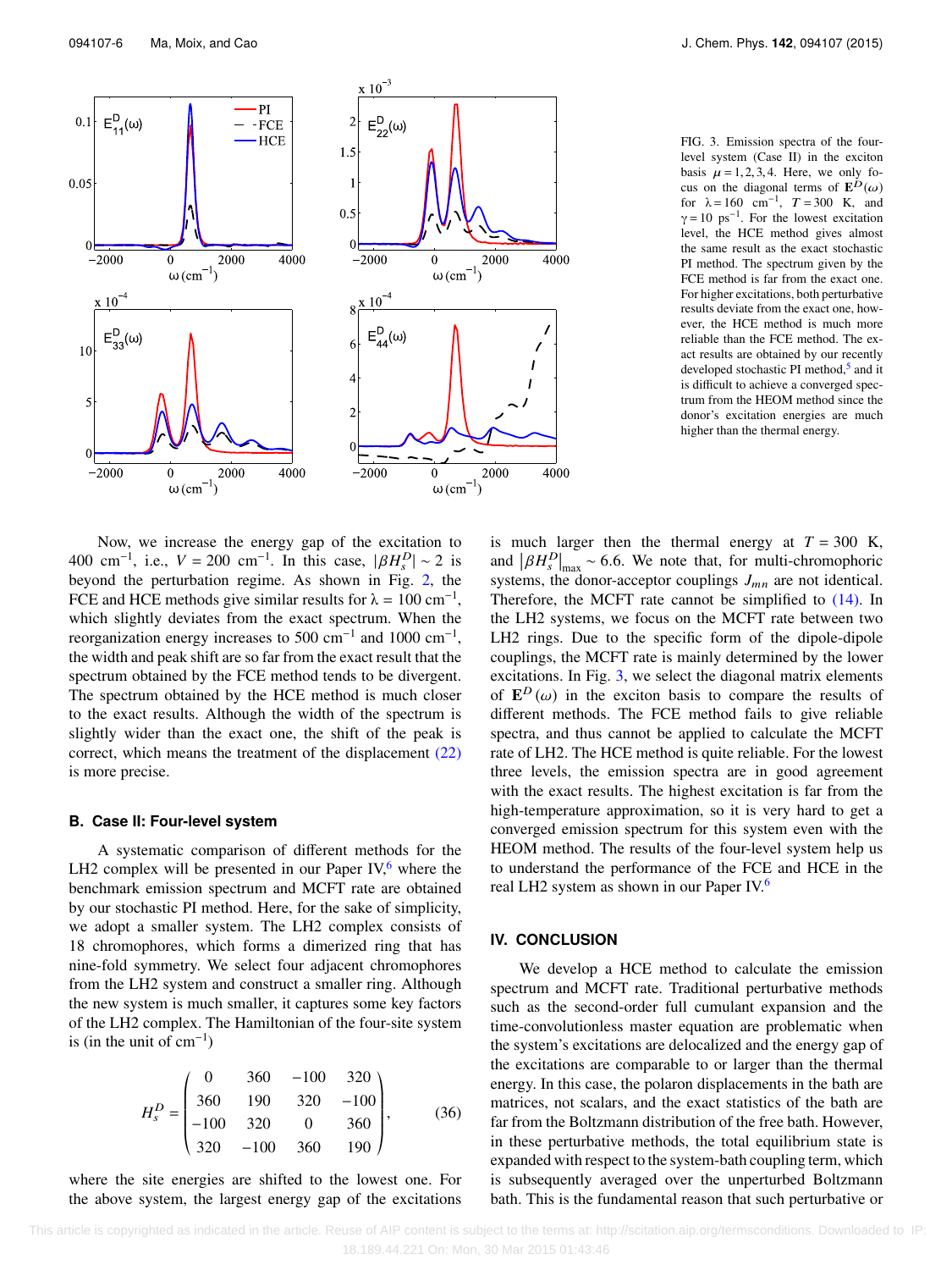FIG. 3. Emission spectra of the four-level system (Case II) in the exciton basis $\mu = 1,2,3,4$. Here, we only focus on the diagonal terms of $\mathbf{E}^D(\omega)$ for $\lambda = 160$ cm$^{-1}$, $T = 300$ K, and $\gamma = 10$ ps$^{-1}$. For the lowest excitation level, the HCE method gives almost the same result as the exact stochastic PI method. The spectrum given by the FCE method is far from the exact one. For higher excitations, both perturbative results deviate from the exact one, however, the HCE method is much more reliable than the FCE method. The exact results are obtained by our recently developed stochastic PI method,[5] and it is difficult to achieve a converged spectrum from the HEOM method since the donor's excitation energies are much higher than the thermal energy.

Now, we increase the energy gap of the excitation to 400 cm$^{-1}$, i.e., $V = 200$ cm$^{-1}$. In this case, $|\beta H_s^D| \sim 2$ is beyond the perturbation regime. As shown in Fig. 2, the FCE and HCE methods give similar results for $\lambda = 100$ cm$^{-1}$, which slightly deviates from the exact spectrum. When the reorganization energy increases to 500 cm$^{-1}$ and 1000 cm$^{-1}$, the width and peak shift are so far from the exact result that the spectrum obtained by the FCE method tends to be divergent. The spectrum obtained by the HCE method is much closer to the exact results. Although the width of the spectrum is slightly wider than the exact one, the shift of the peak is correct, which means the treatment of the displacement (22) is more precise.

### B. Case II: Four-level system

A systematic comparison of different methods for the LH2 complex will be presented in our Paper IV,[6] where the benchmark emission spectrum and MCFT rate are obtained by our stochastic PI method. Here, for the sake of simplicity, we adopt a smaller system. The LH2 complex consists of 18 chromophores, which forms a dimerized ring that has nine-fold symmetry. We select four adjacent chromophores from the LH2 system and construct a smaller ring. Although the new system is much smaller, it captures some key factors of the LH2 complex. The Hamiltonian of the four-site system is (in the unit of cm$^{-1}$)

$$H_s^D = \begin{pmatrix} 0 & 360 & -100 & 320 \\ 360 & 190 & 320 & -100 \\ -100 & 320 & 0 & 360 \\ 320 & -100 & 360 & 190 \end{pmatrix}, \tag{36}$$

where the site energies are shifted to the lowest one. For the above system, the largest energy gap of the excitations is much larger then the thermal energy at $T = 300$ K, and $|\beta H_s^D|_{\max} \sim 6.6$. We note that, for multi-chromophoric systems, the donor-acceptor couplings $J_{mn}$ are not identical. Therefore, the MCFT rate cannot be simplified to (14). In the LH2 systems, we focus on the MCFT rate between two LH2 rings. Due to the specific form of the dipole-dipole couplings, the MCFT rate is mainly determined by the lower excitations. In Fig. 3, we select the diagonal matrix elements of $\mathbf{E}^D(\omega)$ in the exciton basis to compare the results of different methods. The FCE method fails to give reliable spectra, and thus cannot be applied to calculate the MCFT rate of LH2. The HCE method is quite reliable. For the lowest three levels, the emission spectra are in good agreement with the exact results. The highest excitation is far from the high-temperature approximation, so it is very hard to get a converged emission spectrum for this system even with the HEOM method. The results of the four-level system help us to understand the performance of the FCE and HCE in the real LH2 system as shown in our Paper IV.[6]

## IV. CONCLUSION

We develop a HCE method to calculate the emission spectrum and MCFT rate. Traditional perturbative methods such as the second-order full cumulant expansion and the time-convolutionless master equation are problematic when the system's excitations are delocalized and the energy gap of the excitations are comparable to or larger than the thermal energy. In this case, the polaron displacements in the bath are matrices, not scalars, and the exact statistics of the bath are far from the Boltzmann distribution of the free bath. However, in these perturbative methods, the total equilibrium state is expanded with respect to the system-bath coupling term, which is subsequently averaged over the unperturbed Boltzmann bath. This is the fundamental reason that such perturbative or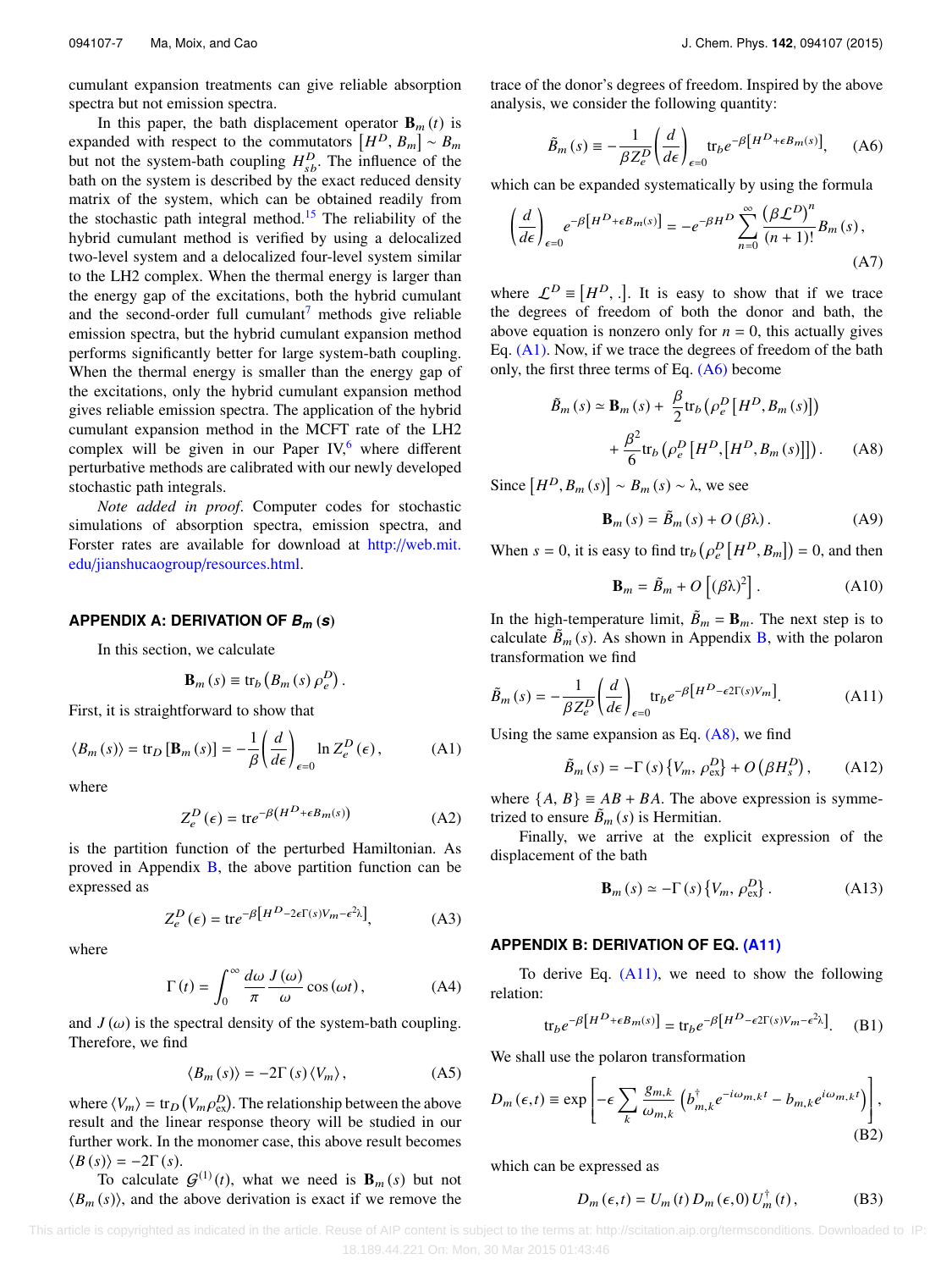cumulant expansion treatments can give reliable absorption spectra but not emission spectra.

In this paper, the bath displacement operator $\mathbf{B}_m(t)$ is expanded with respect to the commutators $[H^D, B_m] \sim B_m$ but not the system-bath coupling $H^D_{sb}$. The influence of the bath on the system is described by the exact reduced density matrix of the system, which can be obtained readily from the stochastic path integral method.[15] The reliability of the hybrid cumulant method is verified by using a delocalized two-level system and a delocalized four-level system similar to the LH2 complex. When the thermal energy is larger than the energy gap of the excitations, both the hybrid cumulant and the second-order full cumulant[7] methods give reliable emission spectra, but the hybrid cumulant expansion method performs significantly better for large system-bath coupling. When the thermal energy is smaller than the energy gap of the excitations, only the hybrid cumulant expansion method gives reliable emission spectra. The application of the hybrid cumulant expansion method in the MCFT rate of the LH2 complex will be given in our Paper IV,[6] where different perturbative methods are calibrated with our newly developed stochastic path integrals.

*Note added in proof.* Computer codes for stochastic simulations of absorption spectra, emission spectra, and Forster rates are available for download at http://web.mit.edu/jianshucaogroup/resources.html.

## APPENDIX A: DERIVATION OF $B_m(s)$

In this section, we calculate

$$\mathbf{B}_m(s) \equiv \mathrm{tr}_b\left(B_m(s)\,\rho^D_e\right).$$

First, it is straightforward to show that

$$\langle B_m(s)\rangle = \mathrm{tr}_D\left[\mathbf{B}_m(s)\right] = -\frac{1}{\beta}\left(\frac{d}{d\epsilon}\right)_{\epsilon=0}\ln Z^D_e(\epsilon), \tag{A1}$$

where

$$Z^D_e(\epsilon) = \mathrm{tr}\,e^{-\beta\left(H^D+\epsilon B_m(s)\right)} \tag{A2}$$

is the partition function of the perturbed Hamiltonian. As proved in Appendix B, the above partition function can be expressed as

$$Z^D_e(\epsilon) = \mathrm{tr}\,e^{-\beta\left[H^D-2\epsilon\Gamma(s)V_m-\epsilon^2\lambda\right]}, \tag{A3}$$

where

$$\Gamma(t) = \int_0^\infty \frac{d\omega}{\pi}\frac{J(\omega)}{\omega}\cos(\omega t), \tag{A4}$$

and $J(\omega)$ is the spectral density of the system-bath coupling. Therefore, we find

$$\langle B_m(s)\rangle = -2\Gamma(s)\langle V_m\rangle, \tag{A5}$$

where $\langle V_m\rangle = \mathrm{tr}_D\left(V_m\rho^D_{\rm ex}\right)$. The relationship between the above result and the linear response theory will be studied in our further work. In the monomer case, this above result becomes $\langle B(s)\rangle = -2\Gamma(s)$.

To calculate $\mathcal{G}^{(1)}(t)$, what we need is $\mathbf{B}_m(s)$ but not $\langle B_m(s)\rangle$, and the above derivation is exact if we remove the trace of the donor's degrees of freedom. Inspired by the above analysis, we consider the following quantity:

$$\tilde{B}_m(s) \equiv -\frac{1}{\beta Z^D_e}\left(\frac{d}{d\epsilon}\right)_{\epsilon=0}\mathrm{tr}_b e^{-\beta\left[H^D+\epsilon B_m(s)\right]}, \tag{A6}$$

which can be expanded systematically by using the formula

$$\left(\frac{d}{d\epsilon}\right)_{\epsilon=0} e^{-\beta\left[H^D+\epsilon B_m(s)\right]} = -e^{-\beta H^D}\sum_{n=0}^{\infty}\frac{\left(\beta\mathcal{L}^D\right)^n}{(n+1)!}B_m(s), \tag{A7}$$

where $\mathcal{L}^D \equiv \left[H^D,.\right]$. It is easy to show that if we trace the degrees of freedom of both the donor and bath, the above equation is nonzero only for $n=0$, this actually gives Eq. (A1). Now, if we trace the degrees of freedom of the bath only, the first three terms of Eq. (A6) become

$$\tilde{B}_m(s) \simeq \mathbf{B}_m(s) + \frac{\beta}{2}\mathrm{tr}_b\left(\rho^D_e\left[H^D, B_m(s)\right]\right) + \frac{\beta^2}{6}\mathrm{tr}_b\left(\rho^D_e\left[H^D,\left[H^D, B_m(s)\right]\right]\right). \tag{A8}$$

Since $\left[H^D, B_m(s)\right] \sim B_m(s) \sim \lambda$, we see

$$\mathbf{B}_m(s) = \tilde{B}_m(s) + O(\beta\lambda). \tag{A9}$$

When $s=0$, it is easy to find $\mathrm{tr}_b\left(\rho^D_e\left[H^D, B_m\right]\right)=0$, and then

$$\mathbf{B}_m = \tilde{B}_m + O\left[(\beta\lambda)^2\right]. \tag{A10}$$

In the high-temperature limit, $\tilde{B}_m = \mathbf{B}_m$. The next step is to calculate $\tilde{B}_m(s)$. As shown in Appendix B, with the polaron transformation we find

$$\tilde{B}_m(s) = -\frac{1}{\beta Z^D_e}\left(\frac{d}{d\epsilon}\right)_{\epsilon=0}\mathrm{tr}_b e^{-\beta\left[H^D-\epsilon 2\Gamma(s)V_m\right]}. \tag{A11}$$

Using the same expansion as Eq. (A8), we find

$$\tilde{B}_m(s) = -\Gamma(s)\left\{V_m, \rho^D_{\rm ex}\right\} + O\left(\beta H^D_s\right), \tag{A12}$$

where $\{A,B\} \equiv AB+BA$. The above expression is symmetrized to ensure $\tilde{B}_m(s)$ is Hermitian.

Finally, we arrive at the explicit expression of the displacement of the bath

$$\mathbf{B}_m(s) \simeq -\Gamma(s)\left\{V_m, \rho^D_{\rm ex}\right\}. \tag{A13}$$

## APPENDIX B: DERIVATION OF EQ. (A11)

To derive Eq. (A11), we need to show the following relation:

$$\mathrm{tr}_b e^{-\beta\left[H^D+\epsilon B_m(s)\right]} = \mathrm{tr}_b e^{-\beta\left[H^D-\epsilon 2\Gamma(s)V_m-\epsilon^2\lambda\right]}. \tag{B1}$$

We shall use the polaron transformation

$$D_m(\epsilon,t) \equiv \exp\left[-\epsilon\sum_k\frac{g_{m,k}}{\omega_{m,k}}\left(b^\dagger_{m,k}e^{-i\omega_{m,k}t} - b_{m,k}e^{i\omega_{m,k}t}\right)\right], \tag{B2}$$

which can be expressed as

$$D_m(\epsilon,t) = U_m(t)\,D_m(\epsilon,0)\,U^\dagger_m(t), \tag{B3}$$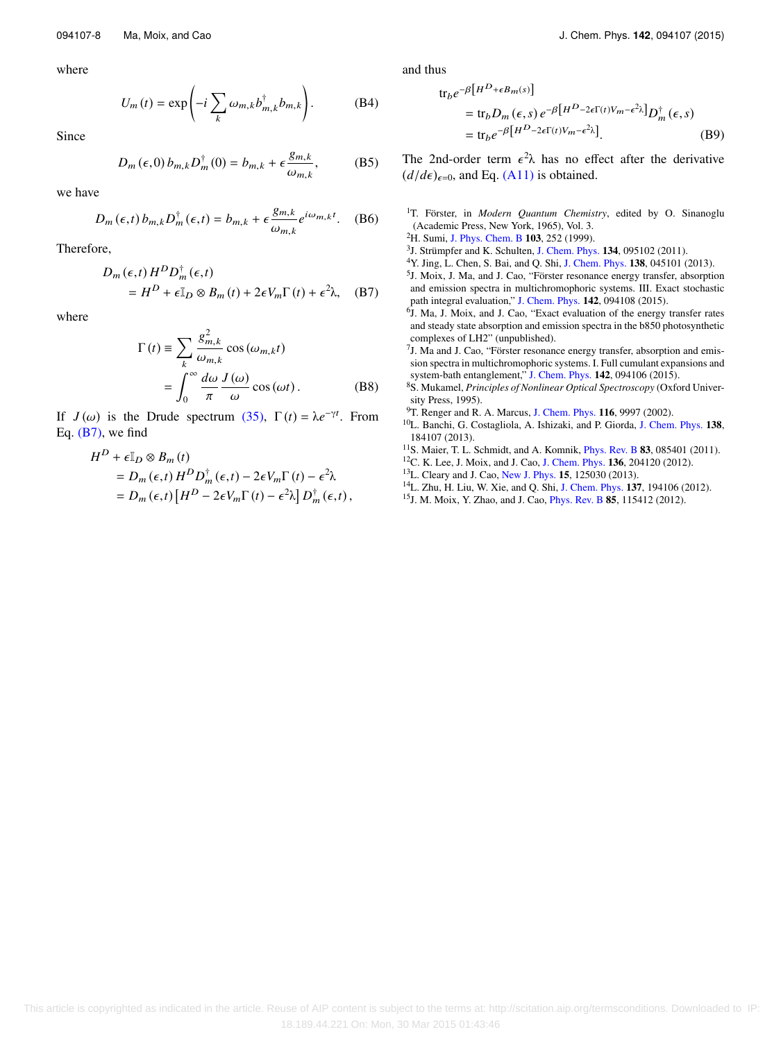where

$$U_m(t) = \exp\left(-i\sum_k \omega_{m,k} b^\dagger_{m,k} b_{m,k}\right). \tag{B4}$$

Since

$$D_m(\epsilon,0)\, b_{m,k} D^\dagger_m(0) = b_{m,k} + \epsilon \frac{g_{m,k}}{\omega_{m,k}}, \tag{B5}$$

we have

$$D_m(\epsilon,t)\, b_{m,k} D^\dagger_m(\epsilon,t) = b_{m,k} + \epsilon \frac{g_{m,k}}{\omega_{m,k}} e^{i\omega_{m,k}t}. \tag{B6}$$

Therefore,

$$\begin{aligned} &D_m(\epsilon,t)\, H^D D^\dagger_m(\epsilon,t) \\ &= H^D + \epsilon \mathbb{I}_D \otimes B_m(t) + 2\epsilon V_m \Gamma(t) + \epsilon^2 \lambda, \end{aligned} \tag{B7}$$

where

$$\begin{aligned} \Gamma(t) &\equiv \sum_k \frac{g^2_{m,k}}{\omega_{m,k}} \cos(\omega_{m,k}t) \\ &= \int_0^\infty \frac{d\omega}{\pi} \frac{J(\omega)}{\omega} \cos(\omega t). \end{aligned} \tag{B8}$$

If $J(\omega)$ is the Drude spectrum (35), $\Gamma(t) = \lambda e^{-\gamma t}$. From Eq. (B7), we find

$$\begin{aligned} &H^D + \epsilon \mathbb{I}_D \otimes B_m(t) \\ &= D_m(\epsilon,t)\, H^D D^\dagger_m(\epsilon,t) - 2\epsilon V_m \Gamma(t) - \epsilon^2 \lambda \\ &= D_m(\epsilon,t)\left[H^D - 2\epsilon V_m \Gamma(t) - \epsilon^2 \lambda\right] D^\dagger_m(\epsilon,t), \end{aligned}$$

and thus

$$\begin{aligned} &\mathrm{tr}_b e^{-\beta\left[H^D + \epsilon B_m(s)\right]} \\ &= \mathrm{tr}_b D_m(\epsilon,s)\, e^{-\beta\left[H^D - 2\epsilon\Gamma(t)V_m - \epsilon^2\lambda\right]} D^\dagger_m(\epsilon,s) \\ &= \mathrm{tr}_b e^{-\beta\left[H^D - 2\epsilon\Gamma(t)V_m - \epsilon^2\lambda\right]}. \end{aligned} \tag{B9}$$

The 2nd-order term $\epsilon^2\lambda$ has no effect after the derivative $(d/d\epsilon)_{\epsilon=0}$, and Eq. (A11) is obtained.

[1] T. Förster, in *Modern Quantum Chemistry*, edited by O. Sinanoglu (Academic Press, New York, 1965), Vol. 3.

[2] H. Sumi, J. Phys. Chem. B **103**, 252 (1999).

[3] J. Strümpfer and K. Schulten, J. Chem. Phys. **134**, 095102 (2011).

[4] Y. Jing, L. Chen, S. Bai, and Q. Shi, J. Chem. Phys. **138**, 045101 (2013).

[5] J. Moix, J. Ma, and J. Cao, "Förster resonance energy transfer, absorption and emission spectra in multichromophoric systems. III. Exact stochastic path integral evaluation," J. Chem. Phys. **142**, 094108 (2015).

[6] J. Ma, J. Moix, and J. Cao, "Exact evaluation of the energy transfer rates and steady state absorption and emission spectra in the b850 photosynthetic complexes of LH2" (unpublished).

[7] J. Ma and J. Cao, "Förster resonance energy transfer, absorption and emission spectra in multichromophoric systems. I. Full cumulant expansions and system-bath entanglement," J. Chem. Phys. **142**, 094106 (2015).

[8] S. Mukamel, *Principles of Nonlinear Optical Spectroscopy* (Oxford University Press, 1995).

[9] T. Renger and R. A. Marcus, J. Chem. Phys. **116**, 9997 (2002).

[10] L. Banchi, G. Costagliola, A. Ishizaki, and P. Giorda, J. Chem. Phys. **138**, 184107 (2013).

[11] S. Maier, T. L. Schmidt, and A. Komnik, Phys. Rev. B **83**, 085401 (2011).

[12] C. K. Lee, J. Moix, and J. Cao, J. Chem. Phys. **136**, 204120 (2012).

[13] L. Cleary and J. Cao, New J. Phys. **15**, 125030 (2013).

[14] L. Zhu, H. Liu, W. Xie, and Q. Shi, J. Chem. Phys. **137**, 194106 (2012).

[15] J. M. Moix, Y. Zhao, and J. Cao, Phys. Rev. B **85**, 115412 (2012).